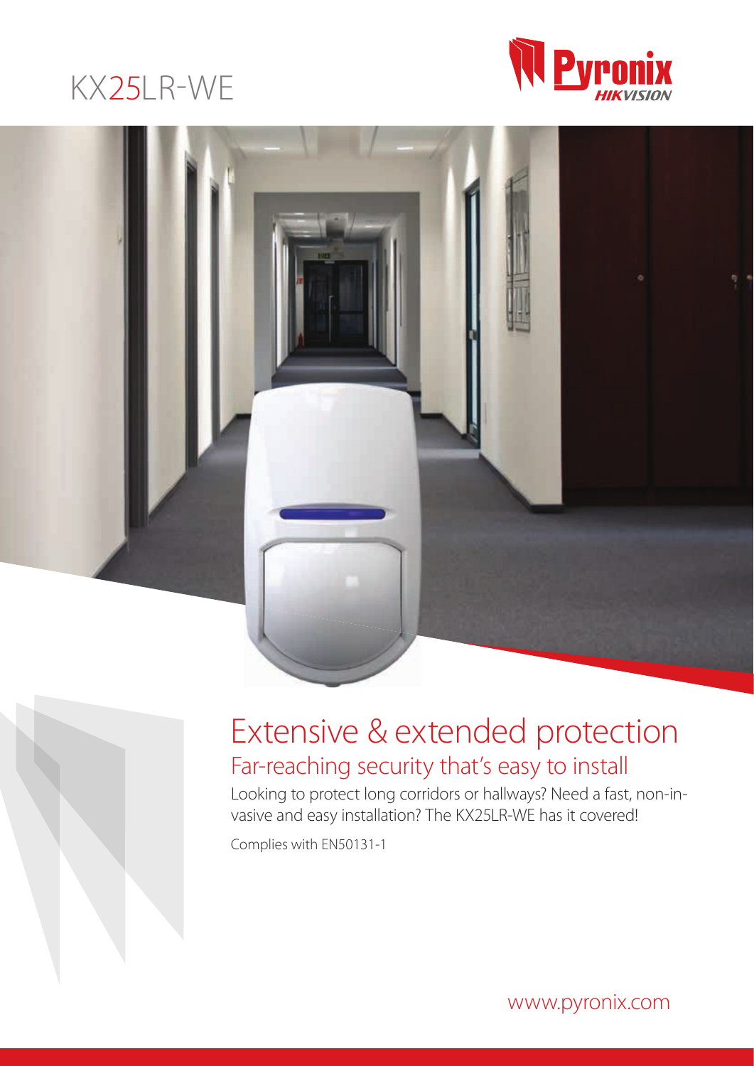# KX25LR-WE

Pyronix HIKVISION

## Extensive & extended protection

### Far-reaching security that's easy to install

Looking to protect long corridors or hallways? Need a fast, non-invasive and easy installation? The KX25LR-WE has it covered!

Complies with EN50131-1

www.pyronix.com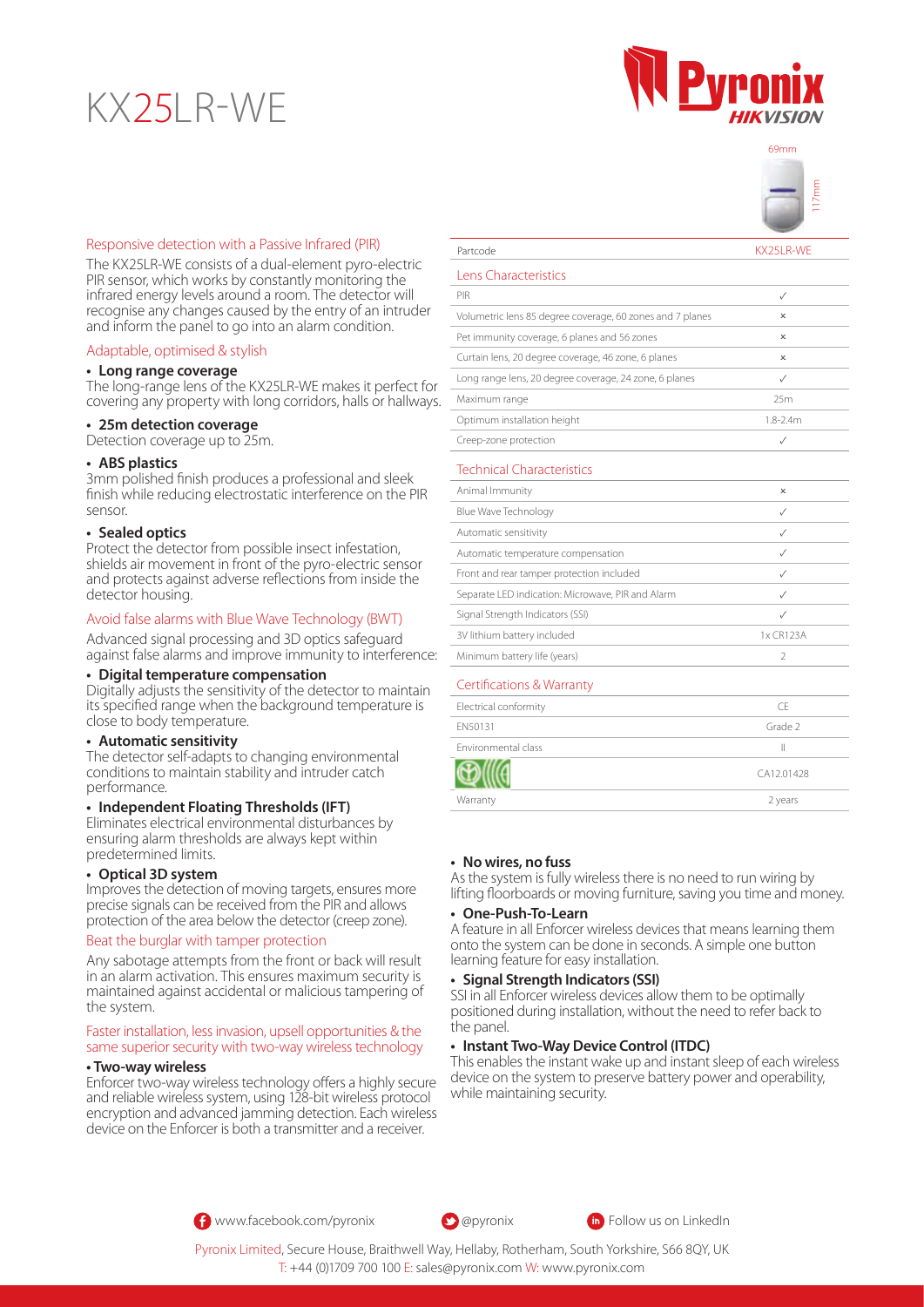# KX25LR-WE

69mm

117mm

## Responsive detection with a Passive Infrared (PIR)

The KX25LR-WE consists of a dual-element pyro-electric PIR sensor, which works by constantly monitoring the infrared energy levels around a room. The detector will recognise any changes caused by the entry of an intruder and inform the panel to go into an alarm condition.

## Adaptable, optimised & stylish

- **Long range coverage**

The long-range lens of the KX25LR-WE makes it perfect for covering any property with long corridors, halls or hallways.

- **25m detection coverage**

Detection coverage up to 25m.

- **ABS plastics**

3mm polished finish produces a professional and sleek finish while reducing electrostatic interference on the PIR sensor.

- **Sealed optics**

Protect the detector from possible insect infestation, shields air movement in front of the pyro-electric sensor and protects against adverse reflections from inside the detector housing.

## Avoid false alarms with Blue Wave Technology (BWT)

Advanced signal processing and 3D optics safeguard against false alarms and improve immunity to interference:

- **Digital temperature compensation**

Digitally adjusts the sensitivity of the detector to maintain its specified range when the background temperature is close to body temperature.

- **Automatic sensitivity**

The detector self-adapts to changing environmental conditions to maintain stability and intruder catch performance.

- **Independent Floating Thresholds (IFT)**

Eliminates electrical environmental disturbances by ensuring alarm thresholds are always kept within predetermined limits.

- **Optical 3D system**

Improves the detection of moving targets, ensures more precise signals can be received from the PIR and allows protection of the area below the detector (creep zone).

## Beat the burglar with tamper protection

Any sabotage attempts from the front or back will result in an alarm activation. This ensures maximum security is maintained against accidental or malicious tampering of the system.

## Faster installation, less invasion, upsell opportunities & the same superior security with two-way wireless technology

- **Two-way wireless**

Enforcer two-way wireless technology offers a highly secure and reliable wireless system, using 128-bit wireless protocol encryption and advanced jamming detection. Each wireless device on the Enforcer is both a transmitter and a receiver.

| Partcode | KX25LR-WE |
|---|---|
| **Lens Characteristics** | |
| PIR | ✓ |
| Volumetric lens 85 degree coverage, 60 zones and 7 planes | × |
| Pet immunity coverage, 6 planes and 56 zones | × |
| Curtain lens, 20 degree coverage, 46 zone, 6 planes | × |
| Long range lens, 20 degree coverage, 24 zone, 6 planes | ✓ |
| Maximum range | 25m |
| Optimum installation height | 1.8-2.4m |
| Creep-zone protection | ✓ |
| **Technical Characteristics** | |
| Animal Immunity | × |
| Blue Wave Technology | ✓ |
| Automatic sensitivity | ✓ |
| Automatic temperature compensation | ✓ |
| Front and rear tamper protection included | ✓ |
| Separate LED indication: Microwave, PIR and Alarm | ✓ |
| Signal Strength Indicators (SSI) | ✓ |
| 3V lithium battery included | 1x CR123A |
| Minimum battery life (years) | 2 |
| **Certifications & Warranty** | |
| Electrical conformity | CE |
| EN50131 | Grade 2 |
| Environmental class | II |
| | CA12.01428 |
| Warranty | 2 years |

- **No wires, no fuss**

As the system is fully wireless there is no need to run wiring by lifting floorboards or moving furniture, saving you time and money.

- **One-Push-To-Learn**

A feature in all Enforcer wireless devices that means learning them onto the system can be done in seconds. A simple one button learning feature for easy installation.

- **Signal Strength Indicators (SSI)**

SSI in all Enforcer wireless devices allow them to be optimally positioned during installation, without the need to refer back to the panel.

- **Instant Two-Way Device Control (ITDC)**

This enables the instant wake up and instant sleep of each wireless device on the system to preserve battery power and operability, while maintaining security.

www.facebook.com/pyronix @pyronix Follow us on LinkedIn

Pyronix Limited, Secure House, Braithwell Way, Hellaby, Rotherham, South Yorkshire, S66 8QY, UK
T: +44 (0)1709 700 100 E: sales@pyronix.com W: www.pyronix.com